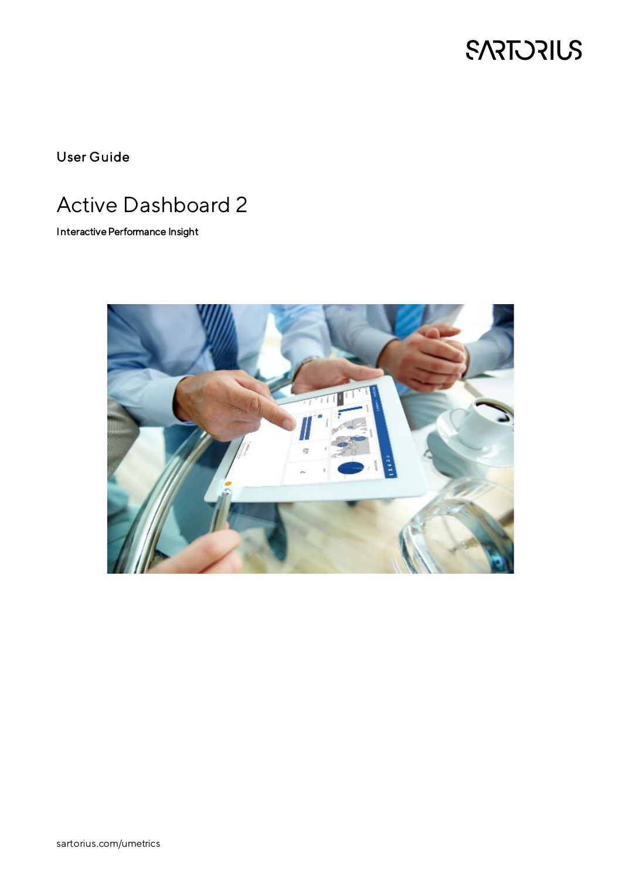SARTORIUS

User Guide

# Active Dashboard 2

Interactive Performance Insight

sartorius.com/umetrics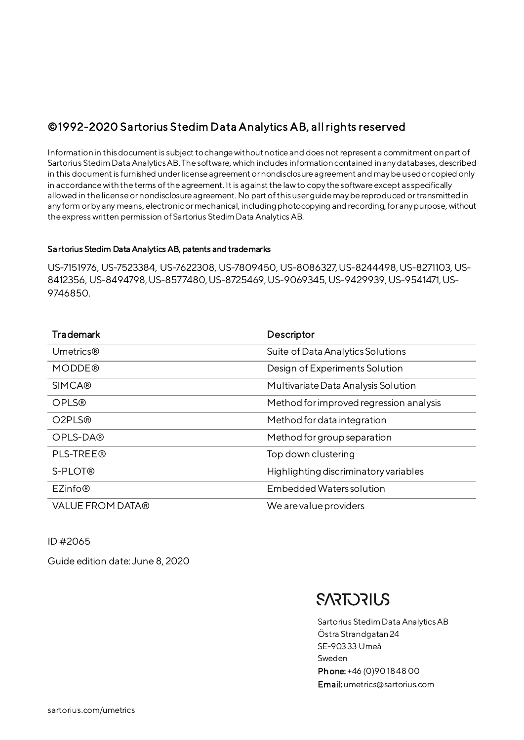## ©1992-2020 Sartorius Stedim Data Analytics AB, all rights reserved

Information in this document is subject to change without notice and does not represent a commitment on part of Sartorius Stedim Data Analytics AB. The software, which includes information contained in any databases, described in this document is furnished under license agreement or nondisclosure agreement and may be used or copied only in accordance with the terms of the agreement. It is against the law to copy the software except as specifically allowed in the license or nondisclosure agreement. No part of this user guide may be reproduced or transmitted in any form or by any means, electronic or mechanical, including photocopying and recording, for any purpose, without the express written permission of Sartorius Stedim Data Analytics AB.

#### Sartorius Stedim Data Analytics AB, patents and trademarks

US-7151976, US-7523384, US-7622308, US-7809450, US-8086327, US-8244498, US-8271103, US-8412356, US-8494798, US-8577480, US-8725469, US-9069345, US-9429939, US-9541471, US-9746850.

| Trademark | Descriptor |
|---|---|
| Umetrics® | Suite of Data Analytics Solutions |
| MODDE® | Design of Experiments Solution |
| SIMCA® | Multivariate Data Analysis Solution |
| OPLS® | Method for improved regression analysis |
| O2PLS® | Method for data integration |
| OPLS-DA® | Method for group separation |
| PLS-TREE® | Top down clustering |
| S-PLOT® | Highlighting discriminatory variables |
| EZinfo® | Embedded Waters solution |
| VALUE FROM DATA® | We are value providers |

ID #2065

Guide edition date: June 8, 2020

SARTORIUS

Sartorius Stedim Data Analytics AB
Östra Strandgatan 24
SE-903 33 Umeå
Sweden
**Phone:** +46 (0)90 18 48 00
**Email:** umetrics@sartorius.com

sartorius.com/umetrics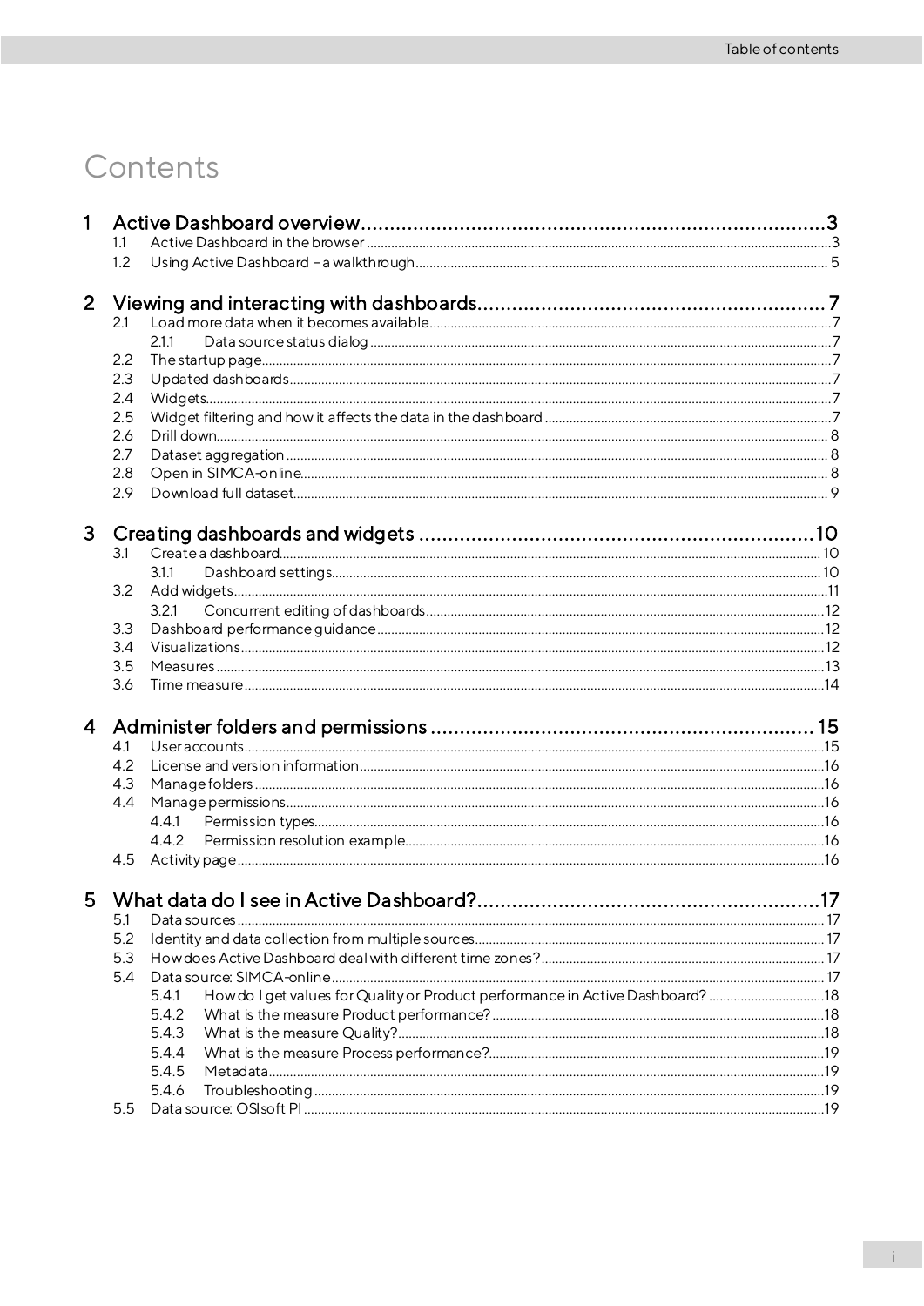# Contents

**1 Active Dashboard overview** ... 3
- 1.1 Active Dashboard in the browser ... 3
- 1.2 Using Active Dashboard – a walkthrough ... 5

**2 Viewing and interacting with dashboards** ... 7
- 2.1 Load more data when it becomes available ... 7
  - 2.1.1 Data source status dialog ... 7
- 2.2 The startup page ... 7
- 2.3 Updated dashboards ... 7
- 2.4 Widgets ... 7
- 2.5 Widget filtering and how it affects the data in the dashboard ... 7
- 2.6 Drill down ... 8
- 2.7 Dataset aggregation ... 8
- 2.8 Open in SIMCA-online ... 8
- 2.9 Download full dataset ... 9

**3 Creating dashboards and widgets** ... 10
- 3.1 Create a dashboard ... 10
  - 3.1.1 Dashboard settings ... 10
- 3.2 Add widgets ... 11
  - 3.2.1 Concurrent editing of dashboards ... 12
- 3.3 Dashboard performance guidance ... 12
- 3.4 Visualizations ... 12
- 3.5 Measures ... 13
- 3.6 Time measure ... 14

**4 Administer folders and permissions** ... 15
- 4.1 User accounts ... 15
- 4.2 License and version information ... 16
- 4.3 Manage folders ... 16
- 4.4 Manage permissions ... 16
  - 4.4.1 Permission types ... 16
  - 4.4.2 Permission resolution example ... 16
- 4.5 Activity page ... 16

**5 What data do I see in Active Dashboard?** ... 17
- 5.1 Data sources ... 17
- 5.2 Identity and data collection from multiple sources ... 17
- 5.3 How does Active Dashboard deal with different time zones? ... 17
- 5.4 Data source: SIMCA-online ... 17
  - 5.4.1 How do I get values for Quality or Product performance in Active Dashboard? ... 18
  - 5.4.2 What is the measure Product performance? ... 18
  - 5.4.3 What is the measure Quality? ... 18
  - 5.4.4 What is the measure Process performance? ... 19
  - 5.4.5 Metadata ... 19
  - 5.4.6 Troubleshooting ... 19
- 5.5 Data source: OSIsoft PI ... 19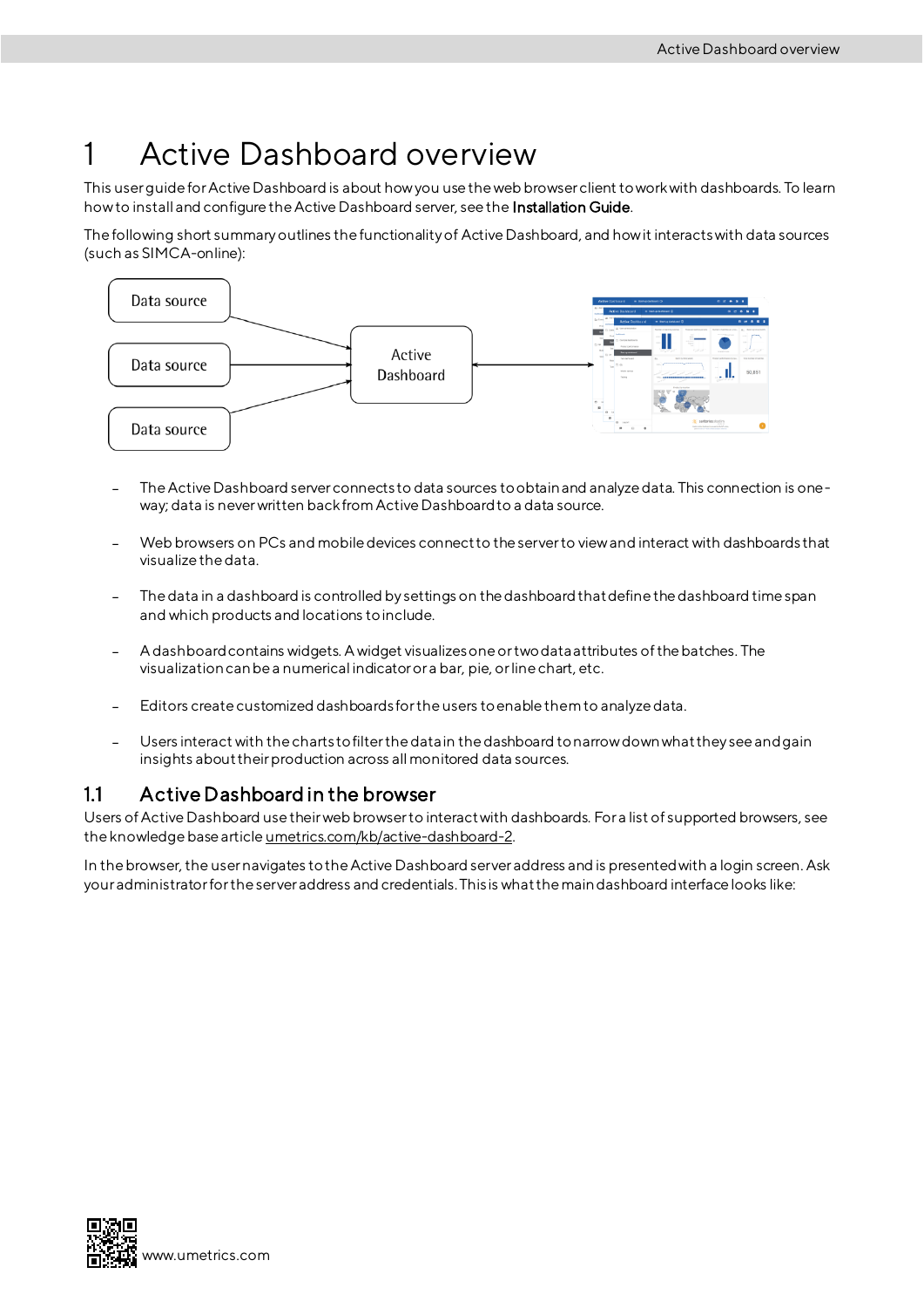# 1 Active Dashboard overview

This user guide for Active Dashboard is about how you use the web browser client to work with dashboards. To learn how to install and configure the Active Dashboard server, see the **Installation Guide**.

The following short summary outlines the functionality of Active Dashboard, and how it interacts with data sources (such as SIMCA-online):

Data source

Data source

Data source

Active Dashboard

- The Active Dashboard server connects to data sources to obtain and analyze data. This connection is one-way; data is never written back from Active Dashboard to a data source.
- Web browsers on PCs and mobile devices connect to the server to view and interact with dashboards that visualize the data.
- The data in a dashboard is controlled by settings on the dashboard that define the dashboard time span and which products and locations to include.
- A dashboard contains widgets. A widget visualizes one or two data attributes of the batches. The visualization can be a numerical indicator or a bar, pie, or line chart, etc.
- Editors create customized dashboards for the users to enable them to analyze data.
- Users interact with the charts to filter the data in the dashboard to narrow down what they see and gain insights about their production across all monitored data sources.

## 1.1 Active Dashboard in the browser

Users of Active Dashboard use their web browser to interact with dashboards. For a list of supported browsers, see the knowledge base article umetrics.com/kb/active-dashboard-2.

In the browser, the user navigates to the Active Dashboard server address and is presented with a login screen. Ask your administrator for the server address and credentials. This is what the main dashboard interface looks like: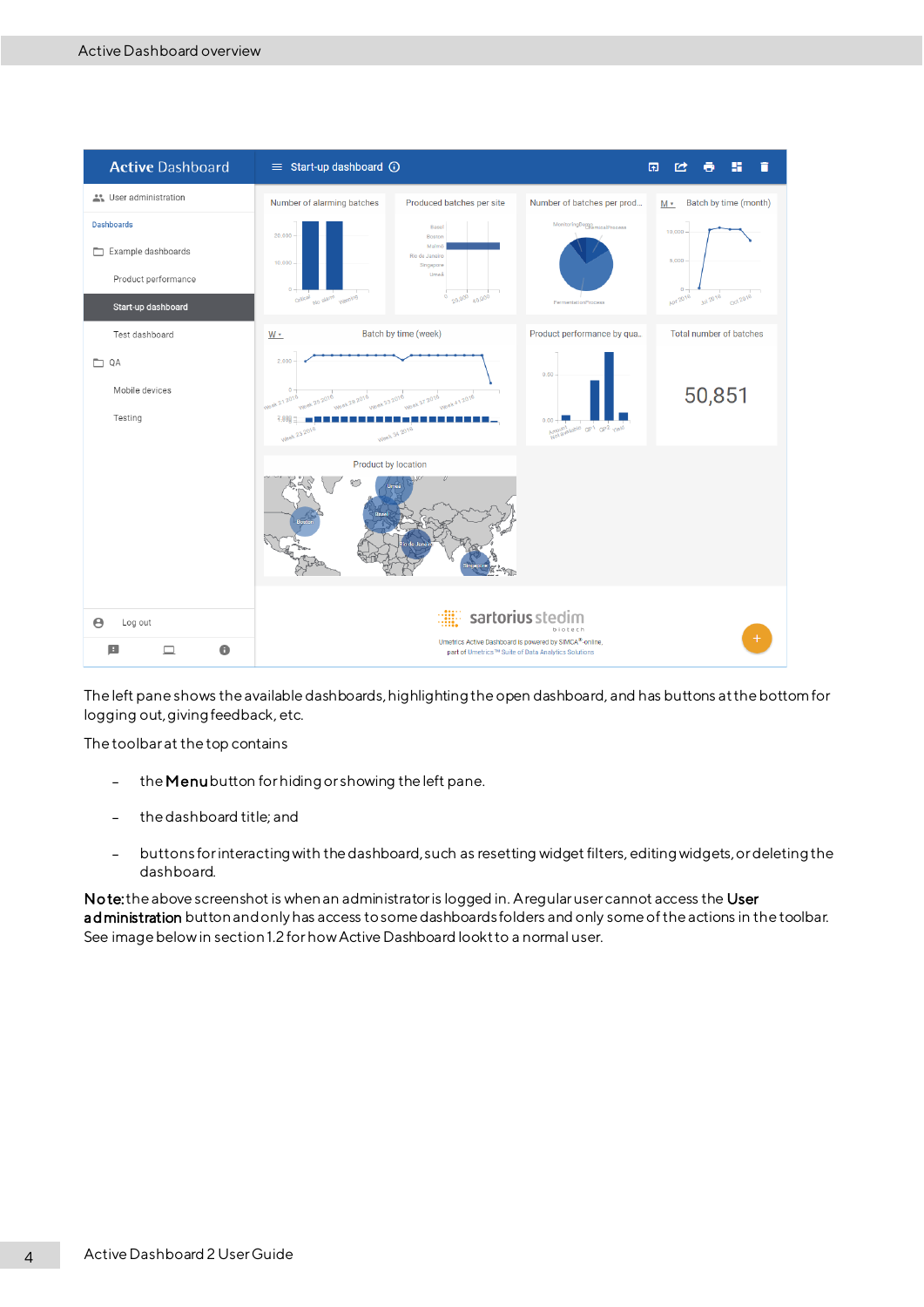The left pane shows the available dashboards, highlighting the open dashboard, and has buttons at the bottom for logging out, giving feedback, etc.

The toolbar at the top contains

- the **Menu** button for hiding or showing the left pane.
- the dashboard title; and
- buttons for interacting with the dashboard, such as resetting widget filters, editing widgets, or deleting the dashboard.

**Note:** the above screenshot is when an administrator is logged in. A regular user cannot access the **User administration** button and only has access to some dashboards folders and only some of the actions in the toolbar. See image below in section 1.2 for how Active Dashboard lookt to a normal user.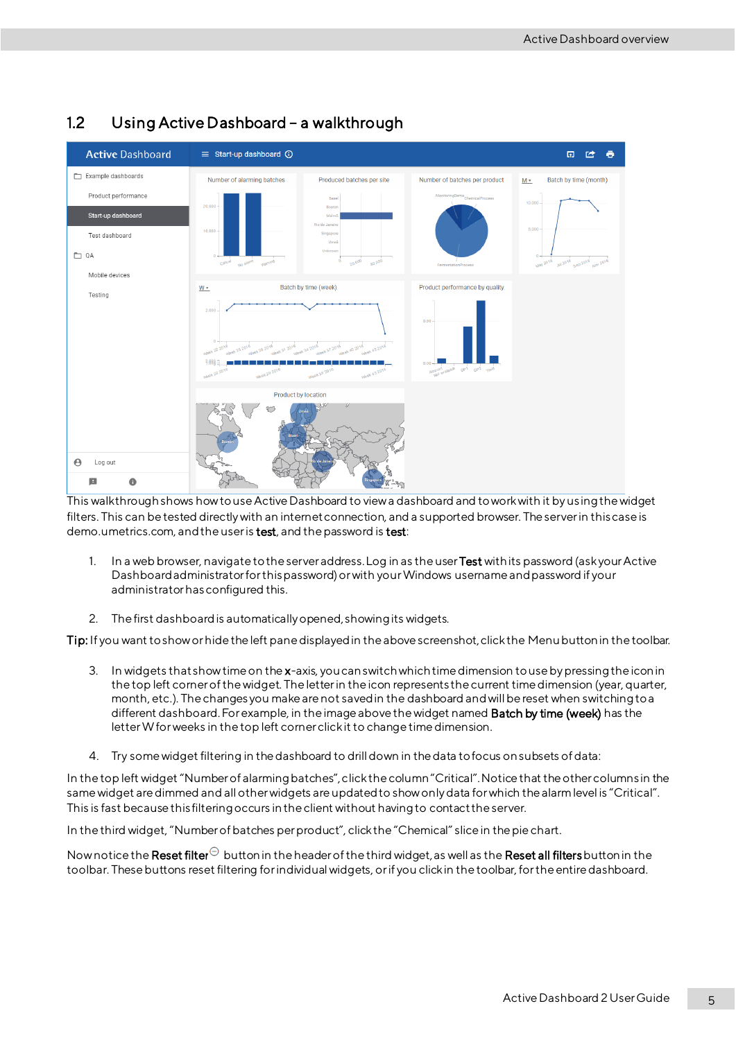## 1.2 Using Active Dashboard – a walkthrough

This walkthrough shows how to use Active Dashboard to view a dashboard and to work with it by using the widget filters. This can be tested directly with an internet connection, and a supported browser. The server in this case is demo.umetrics.com, and the user is **test**, and the password is **test**:

1. In a web browser, navigate to the server address. Log in as the user **Test** with its password (ask your Active Dashboard administrator for this password) or with your Windows username and password if your administrator has configured this.

2. The first dashboard is automatically opened, showing its widgets.

**Tip:** If you want to show or hide the left pane displayed in the above screenshot, click the Menu button in the toolbar.

3. In widgets that show time on the **x**-axis, you can switch which time dimension to use by pressing the icon in the top left corner of the widget. The letter in the icon represents the current time dimension (year, quarter, month, etc.). The changes you make are not saved in the dashboard and will be reset when switching to a different dashboard. For example, in the image above the widget named **Batch by time (week)** has the letter W for weeks in the top left corner click it to change time dimension.

4. Try some widget filtering in the dashboard to drill down in the data to focus on subsets of data:

In the top left widget "Number of alarming batches", click the column "Critical". Notice that the other columns in the same widget are dimmed and all other widgets are updated to show only data for which the alarm level is "Critical". This is fast because this filtering occurs in the client without having to contact the server.

In the third widget, "Number of batches per product", click the "Chemical" slice in the pie chart.

Now notice the **Reset filter** button in the header of the third widget, as well as the **Reset all filters** button in the toolbar. These buttons reset filtering for individual widgets, or if you click in the toolbar, for the entire dashboard.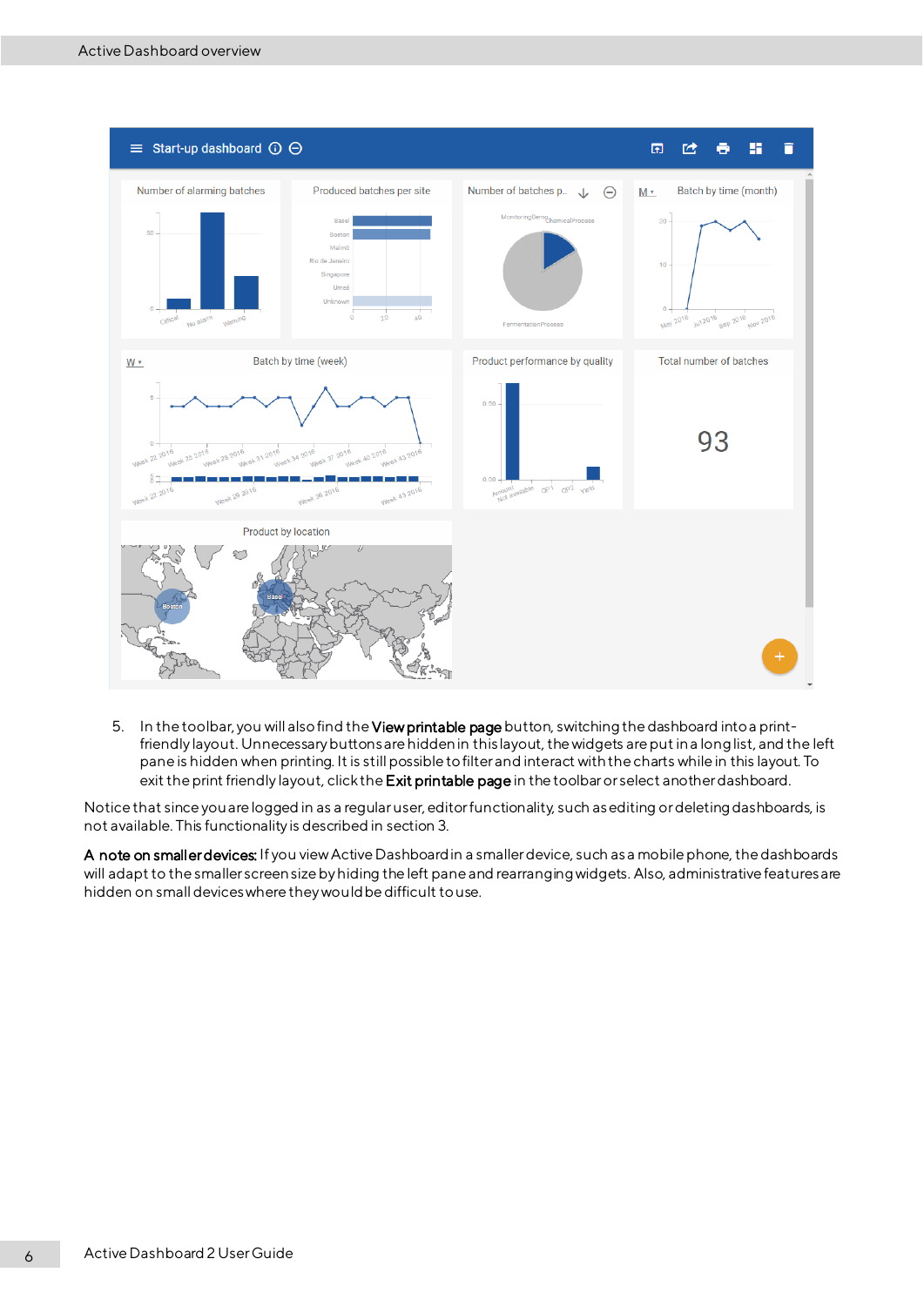5. In the toolbar, you will also find the **View printable page** button, switching the dashboard into a print-friendly layout. Unnecessary buttons are hidden in this layout, the widgets are put in a long list, and the left pane is hidden when printing. It is still possible to filter and interact with the charts while in this layout. To exit the print friendly layout, click the **Exit printable page** in the toolbar or select another dashboard.

Notice that since you are logged in as a regular user, editor functionality, such as editing or deleting dashboards, is not available. This functionality is described in section 3.

**A note on smaller devices:** If you view Active Dashboard in a smaller device, such as a mobile phone, the dashboards will adapt to the smaller screen size by hiding the left pane and rearranging widgets. Also, administrative features are hidden on small devices where they would be difficult to use.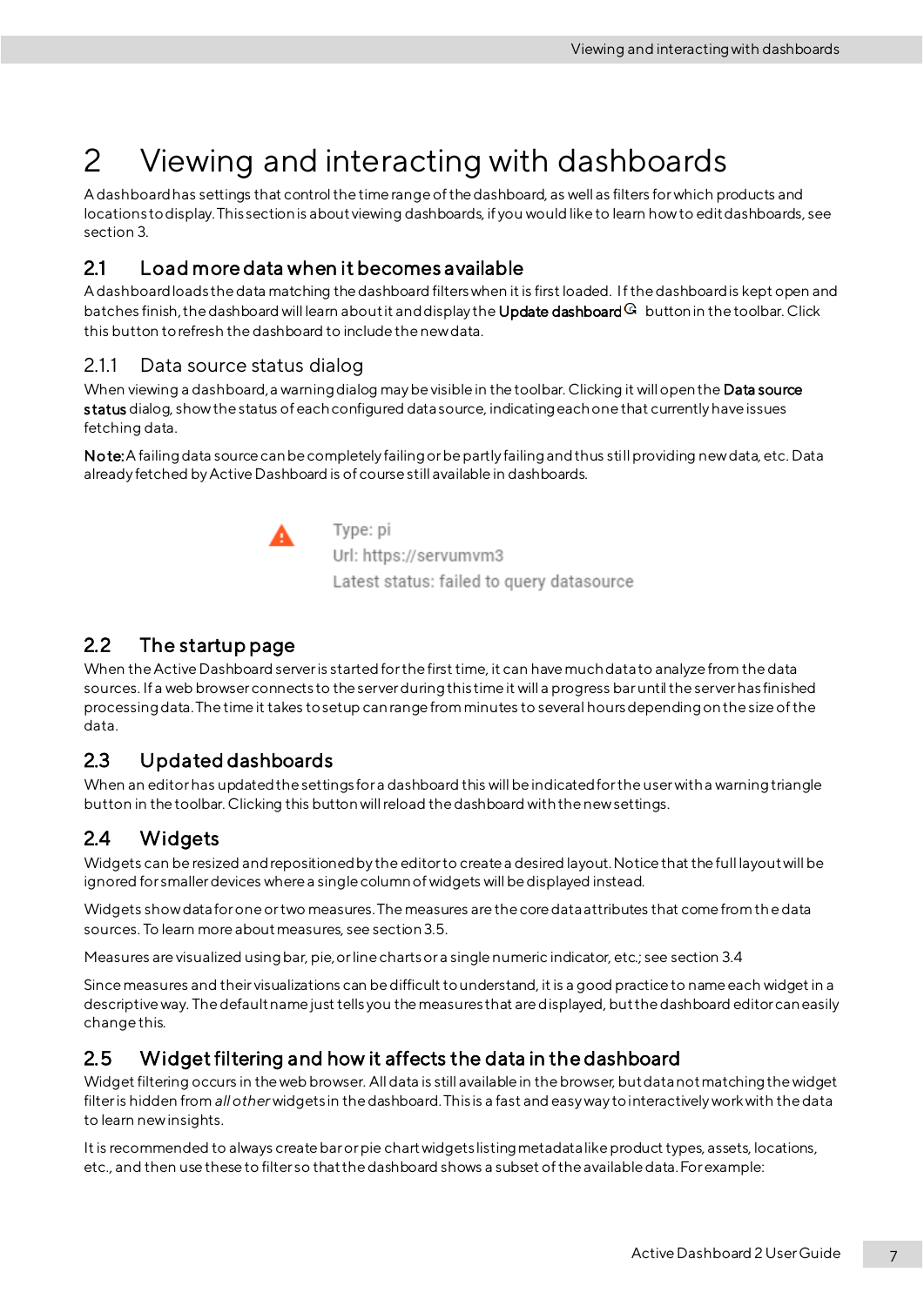# 2 Viewing and interacting with dashboards

A dashboard has settings that control the time range of the dashboard, as well as filters for which products and locations to display. This section is about viewing dashboards, if you would like to learn how to edit dashboards, see section 3.

## 2.1 Load more data when it becomes available

A dashboard loads the data matching the dashboard filters when it is first loaded. If the dashboard is kept open and batches finish, the dashboard will learn about it and display the **Update dashboard** button in the toolbar. Click this button to refresh the dashboard to include the new data.

### 2.1.1 Data source status dialog

When viewing a dashboard, a warning dialog may be visible in the toolbar. Clicking it will open the **Data source status** dialog, show the status of each configured data source, indicating each one that currently have issues fetching data.

**Note:** A failing data source can be completely failing or be partly failing and thus still providing new data, etc. Data already fetched by Active Dashboard is of course still available in dashboards.

Type: pi
Url: https://servumvm3
Latest status: failed to query datasource

## 2.2 The startup page

When the Active Dashboard server is started for the first time, it can have much data to analyze from the data sources. If a web browser connects to the server during this time it will a progress bar until the server has finished processing data. The time it takes to setup can range from minutes to several hours depending on the size of the data.

## 2.3 Updated dashboards

When an editor has updated the settings for a dashboard this will be indicated for the user with a warning triangle button in the toolbar. Clicking this button will reload the dashboard with the new settings.

## 2.4 Widgets

Widgets can be resized and repositioned by the editor to create a desired layout. Notice that the full layout will be ignored for smaller devices where a single column of widgets will be displayed instead.

Widgets show data for one or two measures. The measures are the core data attributes that come from the data sources. To learn more about measures, see section 3.5.

Measures are visualized using bar, pie, or line charts or a single numeric indicator, etc.; see section 3.4

Since measures and their visualizations can be difficult to understand, it is a good practice to name each widget in a descriptive way. The default name just tells you the measures that are displayed, but the dashboard editor can easily change this.

## 2.5 Widget filtering and how it affects the data in the dashboard

Widget filtering occurs in the web browser. All data is still available in the browser, but data not matching the widget filter is hidden from *all other* widgets in the dashboard. This is a fast and easy way to interactively work with the data to learn new insights.

It is recommended to always create bar or pie chart widgets listing metadata like product types, assets, locations, etc., and then use these to filter so that the dashboard shows a subset of the available data. For example: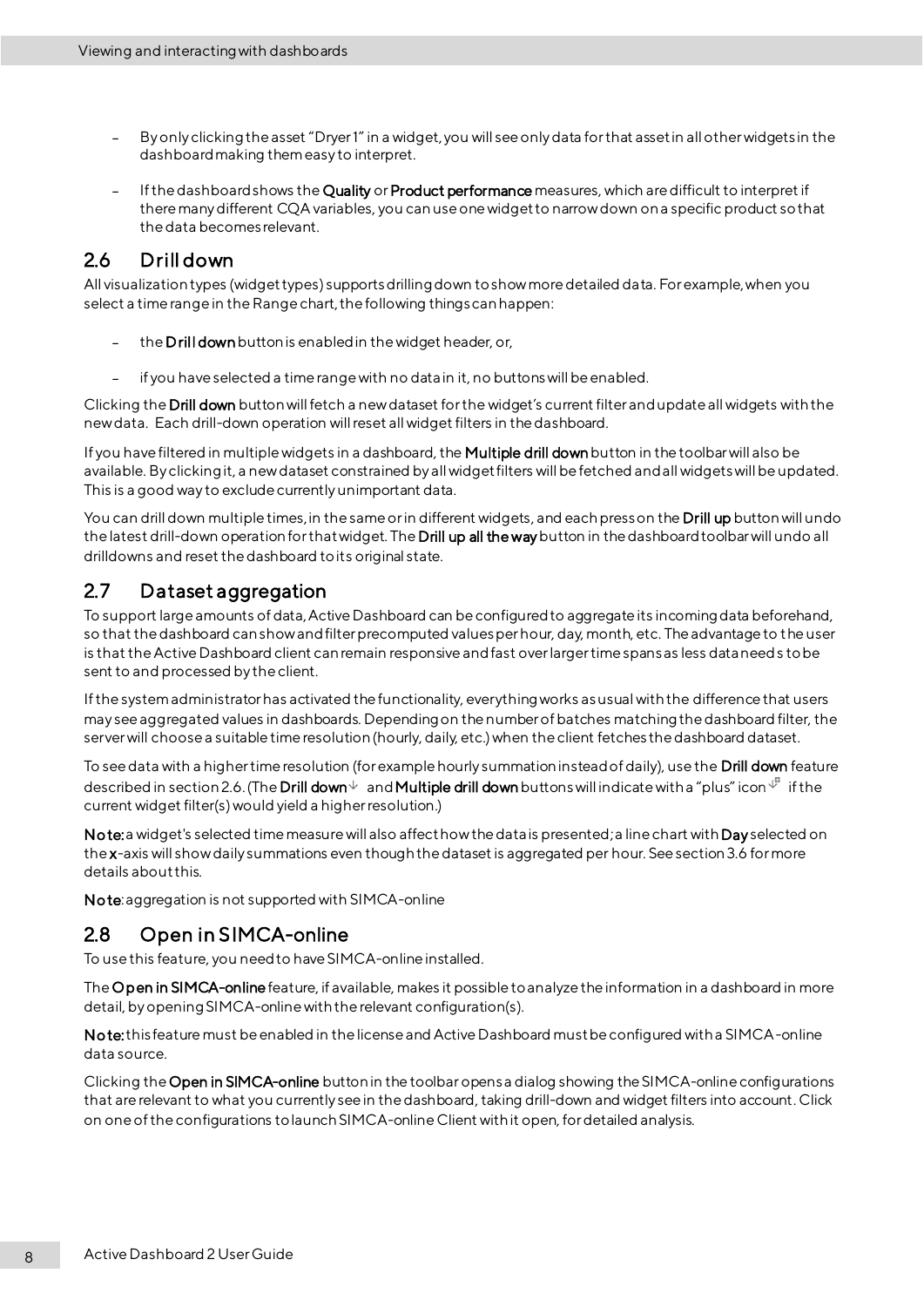- By only clicking the asset "Dryer 1" in a widget, you will see only data for that asset in all other widgets in the dashboard making them easy to interpret.
- If the dashboard shows the **Quality** or **Product performance** measures, which are difficult to interpret if there many different CQA variables, you can use one widget to narrow down on a specific product so that the data becomes relevant.

## 2.6 Drill down

All visualization types (widget types) supports drilling down to show more detailed data. For example, when you select a time range in the Range chart, the following things can happen:

- the **Drill down** button is enabled in the widget header, or,
- if you have selected a time range with no data in it, no buttons will be enabled.

Clicking the **Drill down** button will fetch a new dataset for the widget's current filter and update all widgets with the new data. Each drill-down operation will reset all widget filters in the dashboard.

If you have filtered in multiple widgets in a dashboard, the **Multiple drill down** button in the toolbar will also be available. By clicking it, a new dataset constrained by all widget filters will be fetched and all widgets will be updated. This is a good way to exclude currently unimportant data.

You can drill down multiple times, in the same or in different widgets, and each press on the **Drill up** button will undo the latest drill-down operation for that widget. The **Drill up all the way** button in the dashboard toolbar will undo all drilldowns and reset the dashboard to its original state.

## 2.7 Dataset aggregation

To support large amounts of data, Active Dashboard can be configured to aggregate its incoming data beforehand, so that the dashboard can show and filter precomputed values per hour, day, month, etc. The advantage to the user is that the Active Dashboard client can remain responsive and fast over larger time spans as less data needs to be sent to and processed by the client.

If the system administrator has activated the functionality, everything works as usual with the difference that users may see aggregated values in dashboards. Depending on the number of batches matching the dashboard filter, the server will choose a suitable time resolution (hourly, daily, etc.) when the client fetches the dashboard dataset.

To see data with a higher time resolution (for example hourly summation instead of daily), use the **Drill down** feature described in section 2.6. (The **Drill down** and **Multiple drill down** buttons will indicate with a "plus" icon if the current widget filter(s) would yield a higher resolution.)

**Note:** a widget's selected time measure will also affect how the data is presented; a line chart with **Day** selected on the **x**-axis will show daily summations even though the dataset is aggregated per hour. See section 3.6 for more details about this.

**Note**: aggregation is not supported with SIMCA-online

## 2.8 Open in SIMCA-online

To use this feature, you need to have SIMCA-online installed.

The **Open in SIMCA-online** feature, if available, makes it possible to analyze the information in a dashboard in more detail, by opening SIMCA-online with the relevant configuration(s).

**Note:** this feature must be enabled in the license and Active Dashboard must be configured with a SIMCA-online data source.

Clicking the **Open in SIMCA-online** button in the toolbar opens a dialog showing the SIMCA-online configurations that are relevant to what you currently see in the dashboard, taking drill-down and widget filters into account. Click on one of the configurations to launch SIMCA-online Client with it open, for detailed analysis.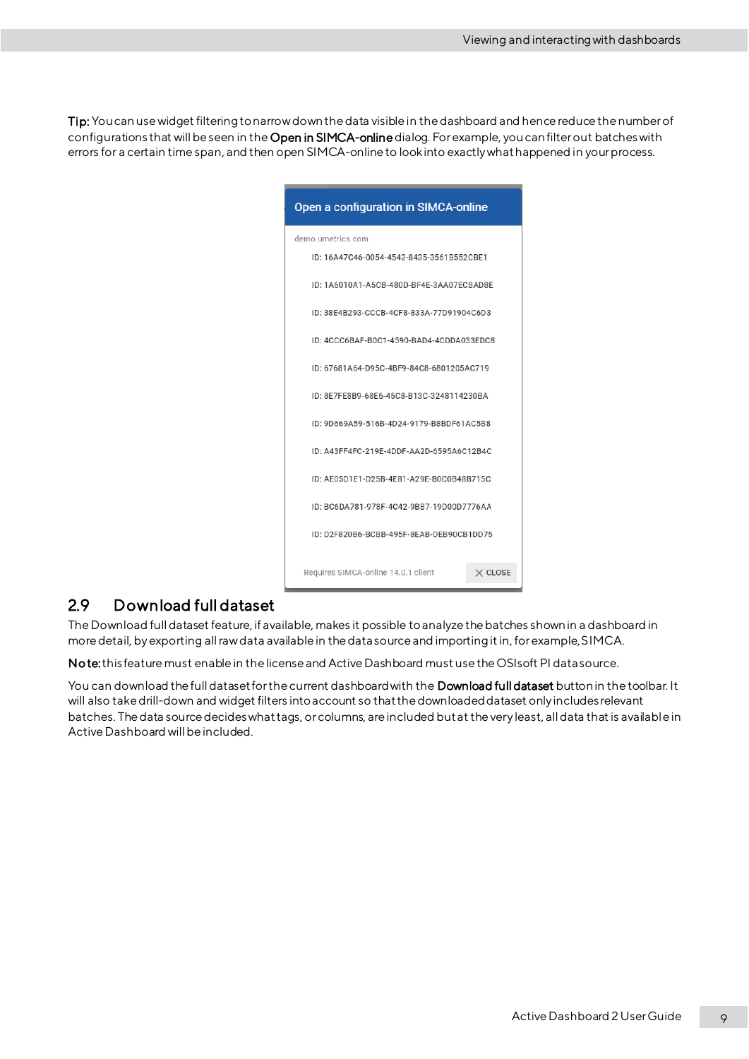**Tip:** You can use widget filtering to narrow down the data visible in the dashboard and hence reduce the number of configurations that will be seen in the **Open in SIMCA-online** dialog. For example, you can filter out batches with errors for a certain time span, and then open SIMCA-online to look into exactly what happened in your process.

Open a configuration in SIMCA-online

demo.umetrics.com

ID: 16A47C46-0054-4542-8435-3561B552CBE1

ID: 1A6010A1-A5CB-480D-BF4E-3AA07ECBAD8E

ID: 38E4B293-CCCB-4CF8-833A-77D91904C6D3

ID: 4CCC6BAF-B0C1-4590-BAD4-4CDDA033EDC8

ID: 67681A64-D95C-4BF9-84C8-6801205AC719

ID: 8E7FE8B9-68E6-45C8-B13C-3248114230BA

ID: 9D669A59-516B-4D24-9179-B8BDF61AC5B8

ID: A43FF4FC-219E-4DDF-AA2D-6595A6C12B4C

ID: AE05D1E1-D25B-4E81-A29E-B0C0B48B715C

ID: BC6DA781-978F-4C42-9BB7-19D00D7776AA

ID: D2F820B6-BCBB-495F-8EAB-DEB90CB1DD75

Requires SIMCA-online 14.0.1 client

CLOSE

## 2.9 Download full dataset

The Download full dataset feature, if available, makes it possible to analyze the batches shown in a dashboard in more detail, by exporting all raw data available in the data source and importing it in, for example, SIMCA.

**Note:** this feature must enable in the license and Active Dashboard must use the OSIsoft PI data source.

You can download the full dataset for the current dashboard with the **Download full dataset** button in the toolbar. It will also take drill-down and widget filters into account so that the downloaded dataset only includes relevant batches. The data source decides what tags, or columns, are included but at the very least, all data that is available in Active Dashboard will be included.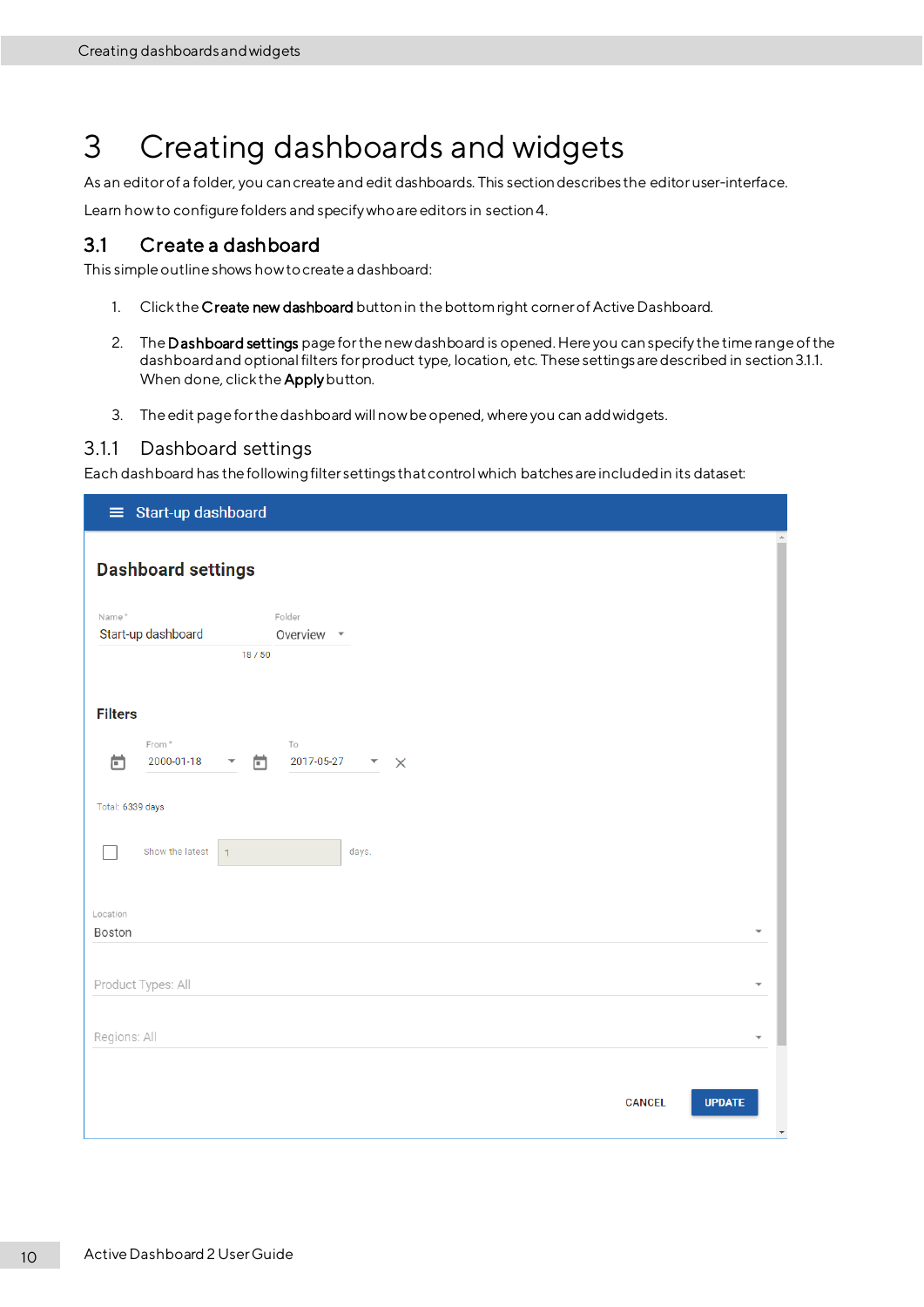# 3 Creating dashboards and widgets

As an editor of a folder, you can create and edit dashboards. This section describes the editor user-interface.

Learn how to configure folders and specify who are editors in section 4.

## 3.1 Create a dashboard

This simple outline shows how to create a dashboard:

1. Click the **Create new dashboard** button in the bottom right corner of Active Dashboard.
2. The **Dashboard settings** page for the new dashboard is opened. Here you can specify the time range of the dashboard and optional filters for product type, location, etc. These settings are described in section 3.1.1. When done, click the **Apply** button.
3. The edit page for the dashboard will now be opened, where you can add widgets.

### 3.1.1 Dashboard settings

Each dashboard has the following filter settings that control which batches are included in its dataset:

Start-up dashboard

**Dashboard settings**

Name *: Start-up dashboard (18 / 50)
Folder: Overview

**Filters**

From *: 2000-01-18
To: 2017-05-27

Total: 6339 days

Show the latest 1 days.

Location: Boston

Product Types: All

Regions: All

CANCEL UPDATE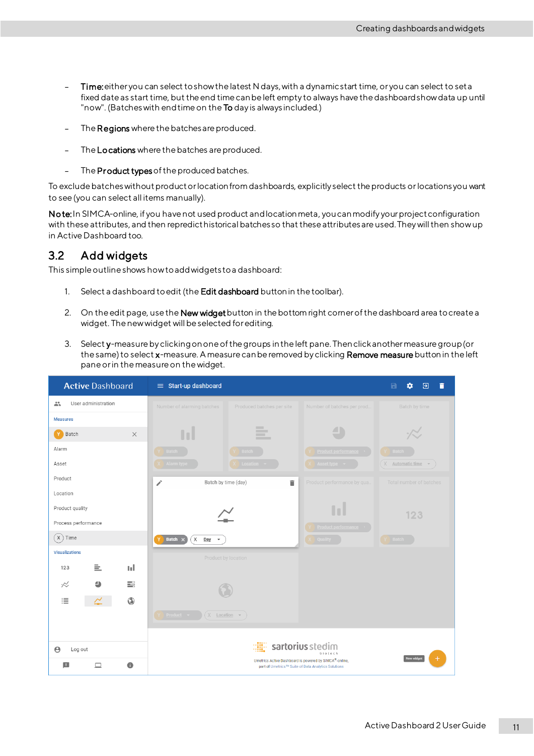- **Time:** either you can select to show the latest N days, with a dynamic start time, or you can select to set a fixed date as start time, but the end time can be left empty to always have the dashboard show data up until "now". (Batches with end time on the **To** day is always included.)
- The **Regions** where the batches are produced.
- The **Locations** where the batches are produced.
- The **Product types** of the produced batches.

To exclude batches without product or location from dashboards, explicitly select the products or locations you want to see (you can select all items manually).

**Note:** In SIMCA-online, if you have not used product and location meta, you can modify your project configuration with these attributes, and then repredict historical batches so that these attributes are used. They will then show up in Active Dashboard too.

## 3.2 Add widgets

This simple outline shows how to add widgets to a dashboard:

1. Select a dashboard to edit (the **Edit dashboard** button in the toolbar).
2. On the edit page, use the **New widget** button in the bottom right corner of the dashboard area to create a widget. The new widget will be selected for editing.
3. Select **y**-measure by clicking on one of the groups in the left pane. Then click another measure group (or the same) to select **x**-measure. A measure can be removed by clicking **Remove measure** button in the left pane or in the measure on the widget.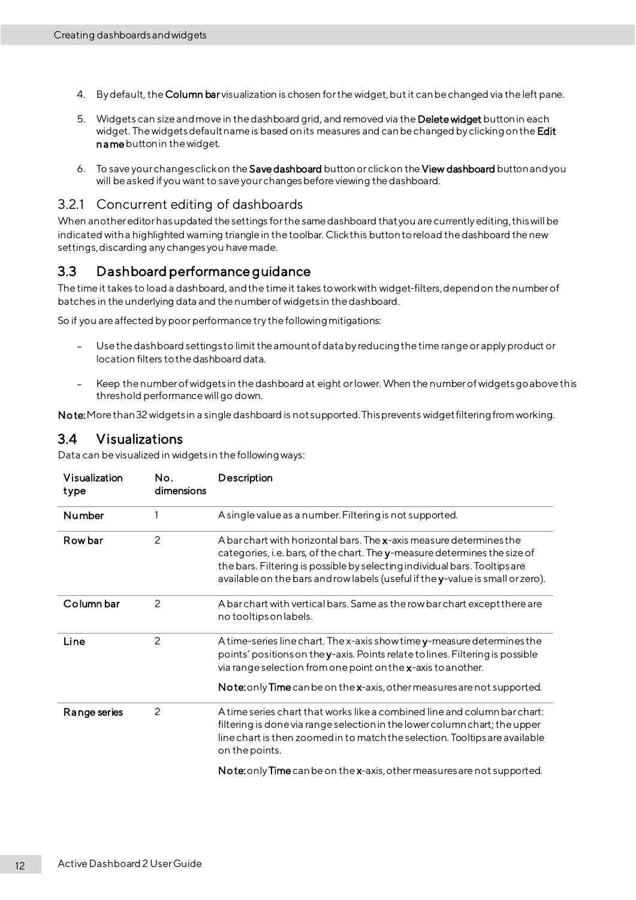4. By default, the **Column bar** visualization is chosen for the widget, but it can be changed via the left pane.

5. Widgets can size and move in the dashboard grid, and removed via the **Delete widget** button in each widget. The widgets default name is based on its measures and can be changed by clicking on the **Edit name** button in the widget.

6. To save your changes click on the **Save dashboard** button or click on the **View dashboard** button and you will be asked if you want to save your changes before viewing the dashboard.

### 3.2.1 Concurrent editing of dashboards

When another editor has updated the settings for the same dashboard that you are currently editing, this will be indicated with a highlighted warning triangle in the toolbar. Click this button to reload the dashboard the new settings, discarding any changes you have made.

## 3.3 Dashboard performance guidance

The time it takes to load a dashboard, and the time it takes to work with widget-filters, depend on the number of batches in the underlying data and the number of widgets in the dashboard.

So if you are affected by poor performance try the following mitigations:

- Use the dashboard settings to limit the amount of data by reducing the time range or apply product or location filters to the dashboard data.
- Keep the number of widgets in the dashboard at eight or lower. When the number of widgets go above this threshold performance will go down.

**Note:** More than 32 widgets in a single dashboard is not supported. This prevents widget filtering from working.

## 3.4 Visualizations

Data can be visualized in widgets in the following ways:

| Visualization type | No. dimensions | Description |
|---|---|---|
| **Number** | 1 | A single value as a number. Filtering is not supported. |
| **Row bar** | 2 | A bar chart with horizontal bars. The **x**-axis measure determines the categories, i.e. bars, of the chart. The **y**-measure determines the size of the bars. Filtering is possible by selecting individual bars. Tooltips are available on the bars and row labels (useful if the **y**-value is small or zero). |
| **Column bar** | 2 | A bar chart with vertical bars. Same as the row bar chart except there are no tooltips on labels. |
| **Line** | 2 | A time-series line chart. The x-axis show time **y**-measure determines the points' positions on the **y**-axis. Points relate to lines. Filtering is possible via range selection from one point on the **x**-axis to another.<br><br>**Note:** only **Time** can be on the **x**-axis, other measures are not supported. |
| **Range series** | 2 | A time series chart that works like a combined line and column bar chart: filtering is done via range selection in the lower column chart; the upper line chart is then zoomed in to match the selection. Tooltips are available on the points.<br><br>**Note:** only **Time** can be on the **x**-axis, other measures are not supported. |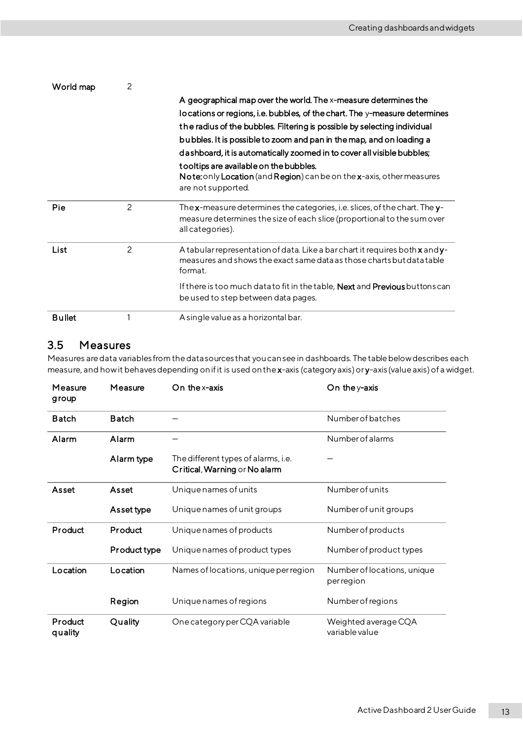| | | |
|---|---|---|
| World map | 2 | A geographical map over the world. The x-measure determines the locations or regions, i.e. bubbles, of the chart. The y-measure determines the radius of the bubbles. Filtering is possible by selecting individual bubbles. It is possible to zoom and pan in the map, and on loading a dashboard, it is automatically zoomed in to cover all visible bubbles; tooltips are available on the bubbles. **Note:** only **Location** (and **Region**) can be on the **x**-axis, other measures are not supported. |
| Pie | 2 | The **x**-measure determines the categories, i.e. slices, of the chart. The **y**-measure determines the size of each slice (proportional to the sum over all categories). |
| List | 2 | A tabular representation of data. Like a bar chart it requires both **x** and **y**-measures and shows the exact same data as those charts but data table format. If there is too much data to fit in the table, **Next** and **Previous** buttons can be used to step between data pages. |
| Bullet | 1 | A single value as a horizontal bar. |

## 3.5 Measures

Measures are data variables from the data sources that you can see in dashboards. The table below describes each measure, and how it behaves depending on if it is used on the **x**-axis (category axis) or **y**-axis (value axis) of a widget.

| Measure group | Measure | On the x-axis | On the y-axis |
|---|---|---|---|
| Batch | Batch | – | Number of batches |
| Alarm | Alarm | – | Number of alarms |
| | Alarm type | The different types of alarms, i.e. **Critical**, **Warning** or **No alarm** | – |
| Asset | Asset | Unique names of units | Number of units |
| | Asset type | Unique names of unit groups | Number of unit groups |
| Product | Product | Unique names of products | Number of products |
| | Product type | Unique names of product types | Number of product types |
| Location | Location | Names of locations, unique per region | Number of locations, unique per region |
| | Region | Unique names of regions | Number of regions |
| Product quality | Quality | One category per CQA variable | Weighted average CQA variable value |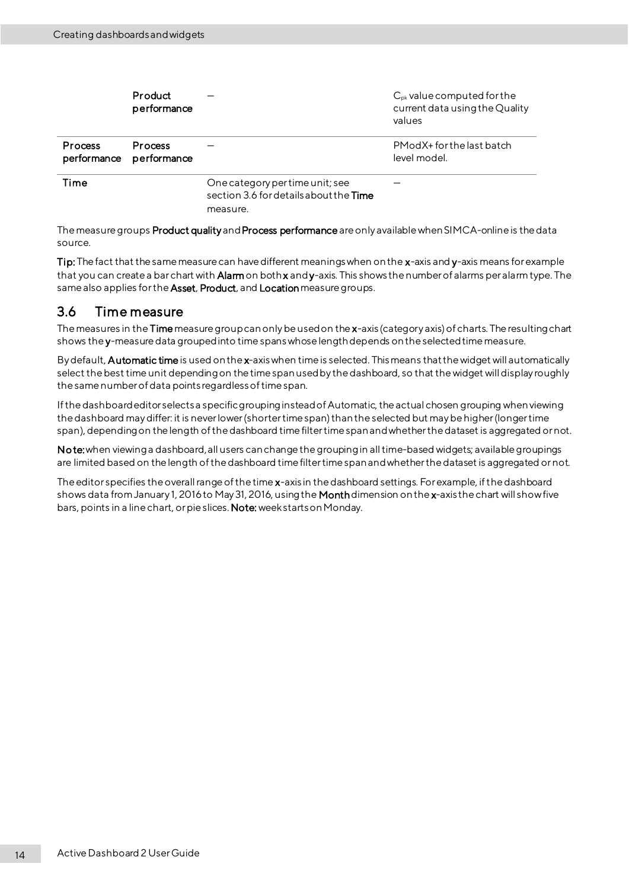| | | | |
|---|---|---|---|
| | Product performance | – | $C_{pk}$ value computed for the current data using the Quality values |
| Process performance | Process performance | – | PModX+ for the last batch level model. |
| Time | | One category per time unit; see section 3.6 for details about the **Time** measure. | – |

The measure groups **Product quality** and **Process performance** are only available when SIMCA-online is the data source.

**Tip:** The fact that the same measure can have different meanings when on the **x**-axis and **y**-axis means for example that you can create a bar chart with **Alarm** on both **x** and **y**-axis. This shows the number of alarms per alarm type. The same also applies for the **Asset**, **Product**, and **Location** measure groups.

## 3.6 Time measure

The measures in the **Time** measure group can only be used on the **x**-axis (category axis) of charts. The resulting chart shows the **y**-measure data grouped into time spans whose length depends on the selected time measure.

By default, **Automatic time** is used on the **x**-axis when time is selected. This means that the widget will automatically select the best time unit depending on the time span used by the dashboard, so that the widget will display roughly the same number of data points regardless of time span.

If the dashboard editor selects a specific grouping instead of Automatic, the actual chosen grouping when viewing the dashboard may differ: it is never lower (shorter time span) than the selected but may be higher (longer time span), depending on the length of the dashboard time filter time span and whether the dataset is aggregated or not.

**Note:** when viewing a dashboard, all users can change the grouping in all time-based widgets; available groupings are limited based on the length of the dashboard time filter time span and whether the dataset is aggregated or not.

The editor specifies the overall range of the time **x**-axis in the dashboard settings. For example, if the dashboard shows data from January 1, 2016 to May 31, 2016, using the **Month** dimension on the **x**-axis the chart will show five bars, points in a line chart, or pie slices. **Note:** week starts on Monday.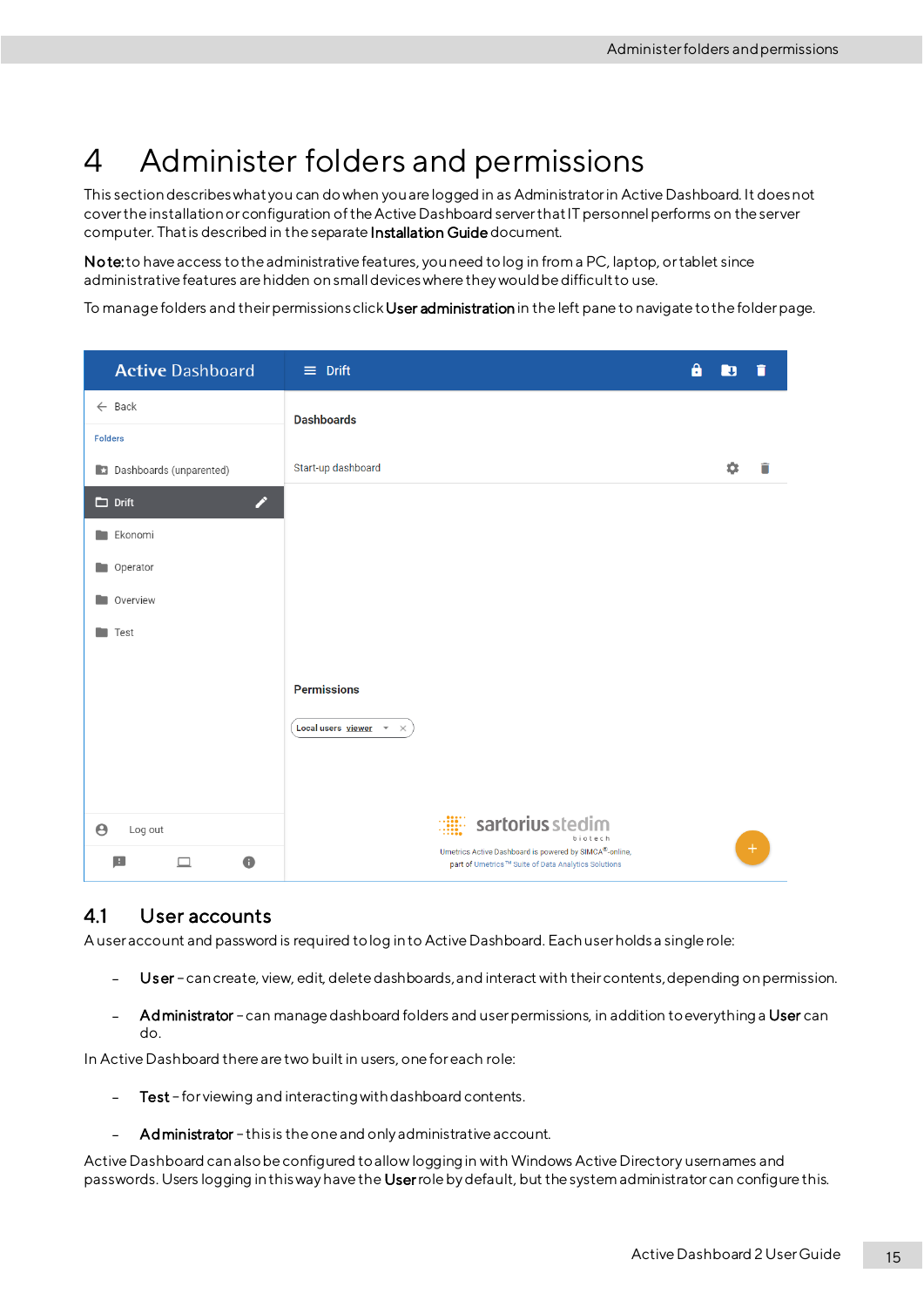# 4 Administer folders and permissions

This section describes what you can do when you are logged in as Administrator in Active Dashboard. It does not cover the installation or configuration of the Active Dashboard server that IT personnel performs on the server computer. That is described in the separate **Installation Guide** document.

**Note:** to have access to the administrative features, you need to log in from a PC, laptop, or tablet since administrative features are hidden on small devices where they would be difficult to use.

To manage folders and their permissions click **User administration** in the left pane to navigate to the folder page.

## 4.1 User accounts

A user account and password is required to log in to Active Dashboard. Each user holds a single role:

- **User** – can create, view, edit, delete dashboards, and interact with their contents, depending on permission.
- **Administrator** – can manage dashboard folders and user permissions, in addition to everything a **User** can do.

In Active Dashboard there are two built in users, one for each role:

- **Test** – for viewing and interacting with dashboard contents.
- **Administrator** – this is the one and only administrative account.

Active Dashboard can also be configured to allow logging in with Windows Active Directory usernames and passwords. Users logging in this way have the **User** role by default, but the system administrator can configure this.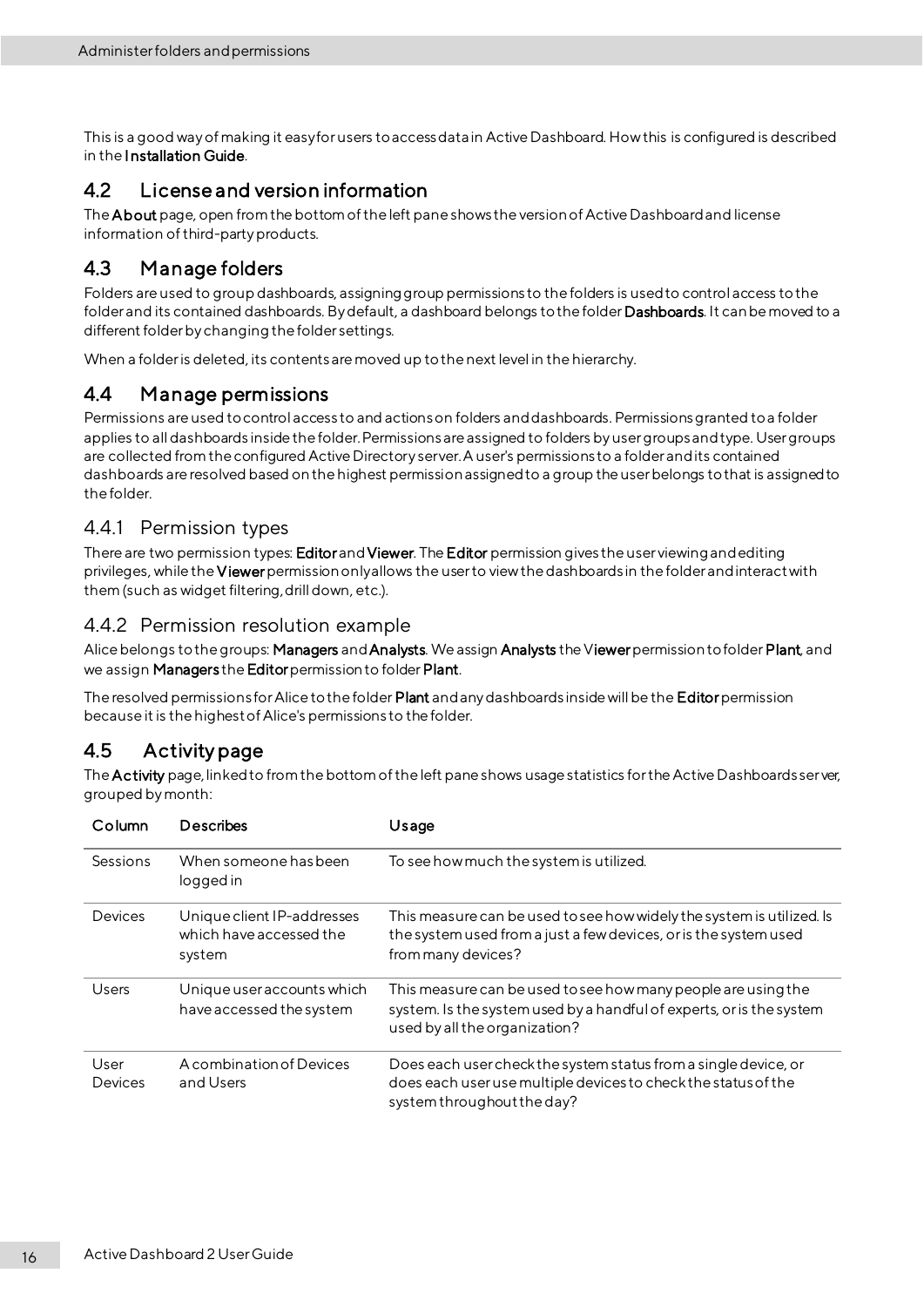This is a good way of making it easy for users to access data in Active Dashboard. How this is configured is described in the **Installation Guide**.

## 4.2 License and version information

The **About** page, open from the bottom of the left pane shows the version of Active Dashboard and license information of third-party products.

## 4.3 Manage folders

Folders are used to group dashboards, assigning group permissions to the folders is used to control access to the folder and its contained dashboards. By default, a dashboard belongs to the folder **Dashboards**. It can be moved to a different folder by changing the folder settings.

When a folder is deleted, its contents are moved up to the next level in the hierarchy.

## 4.4 Manage permissions

Permissions are used to control access to and actions on folders and dashboards. Permissions granted to a folder applies to all dashboards inside the folder. Permissions are assigned to folders by user groups and type. User groups are collected from the configured Active Directory server. A user's permissions to a folder and its contained dashboards are resolved based on the highest permission assigned to a group the user belongs to that is assigned to the folder.

### 4.4.1 Permission types

There are two permission types: **Editor** and **Viewer**. The **Editor** permission gives the user viewing and editing privileges, while the **Viewer** permission only allows the user to view the dashboards in the folder and interact with them (such as widget filtering, drill down, etc.).

### 4.4.2 Permission resolution example

Alice belongs to the groups: **Managers** and **Analysts**. We assign **Analysts** the **Viewer** permission to folder **Plant**, and we assign **Managers** the **Editor** permission to folder **Plant**.

The resolved permissions for Alice to the folder **Plant** and any dashboards inside will be the **Editor** permission because it is the highest of Alice's permissions to the folder.

## 4.5 Activity page

The **Activity** page, linked to from the bottom of the left pane shows usage statistics for the Active Dashboards server, grouped by month:

| Column | Describes | Usage |
|---|---|---|
| Sessions | When someone has been logged in | To see how much the system is utilized. |
| Devices | Unique client IP-addresses which have accessed the system | This measure can be used to see how widely the system is utilized. Is the system used from a just a few devices, or is the system used from many devices? |
| Users | Unique user accounts which have accessed the system | This measure can be used to see how many people are using the system. Is the system used by a handful of experts, or is the system used by all the organization? |
| User Devices | A combination of Devices and Users | Does each user check the system status from a single device, or does each user use multiple devices to check the status of the system throughout the day? |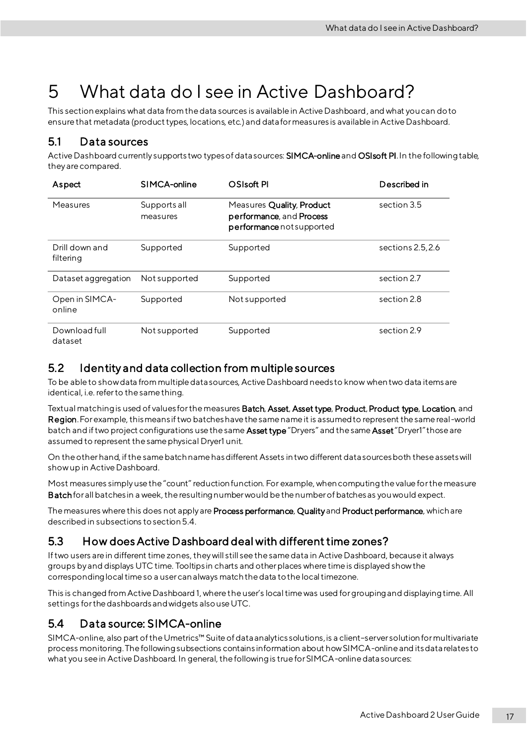# 5 What data do I see in Active Dashboard?

This section explains what data from the data sources is available in Active Dashboard, and what you can do to ensure that metadata (product types, locations, etc.) and data for measures is available in Active Dashboard.

## 5.1 Data sources

Active Dashboard currently supports two types of data sources: **SIMCA-online** and **OSIsoft PI**. In the following table, they are compared.

| Aspect | SIMCA-online | OSIsoft PI | Described in |
|---|---|---|---|
| Measures | Supports all measures | Measures **Quality**, **Product performance**, and **Process performance** not supported | section 3.5 |
| Drill down and filtering | Supported | Supported | sections 2.5, 2.6 |
| Dataset aggregation | Not supported | Supported | section 2.7 |
| Open in SIMCA-online | Supported | Not supported | section 2.8 |
| Download full dataset | Not supported | Supported | section 2.9 |

## 5.2 Identity and data collection from multiple sources

To be able to show data from multiple data sources, Active Dashboard needs to know when two data items are identical, i.e. refer to the same thing.

Textual matching is used of values for the measures **Batch**, **Asset**, **Asset type**, **Product**, **Product type**, **Location**, and **Region**. For example, this means if two batches have the same name it is assumed to represent the same real-world batch and if two project configurations use the same **Asset type** "Dryers" and the same **Asset** "Dryer1" those are assumed to represent the same physical Dryer1 unit.

On the other hand, if the same batch name has different Assets in two different data sources both these assets will show up in Active Dashboard.

Most measures simply use the "count" reduction function. For example, when computing the value for the measure **Batch** for all batches in a week, the resulting number would be the number of batches as you would expect.

The measures where this does not apply are **Process performance**, **Quality** and **Product performance**, which are described in subsections to section 5.4.

## 5.3 How does Active Dashboard deal with different time zones?

If two users are in different time zones, they will still see the same data in Active Dashboard, because it always groups by and displays UTC time. Tooltips in charts and other places where time is displayed show the corresponding local time so a user can always match the data to the local timezone.

This is changed from Active Dashboard 1, where the user's local time was used for grouping and displaying time. All settings for the dashboards and widgets also use UTC.

## 5.4 Data source: SIMCA-online

SIMCA-online, also part of the Umetrics™ Suite of data analytics solutions, is a client–server solution for multivariate process monitoring. The following subsections contains information about how SIMCA-online and its data relates to what you see in Active Dashboard. In general, the following is true for SIMCA-online data sources: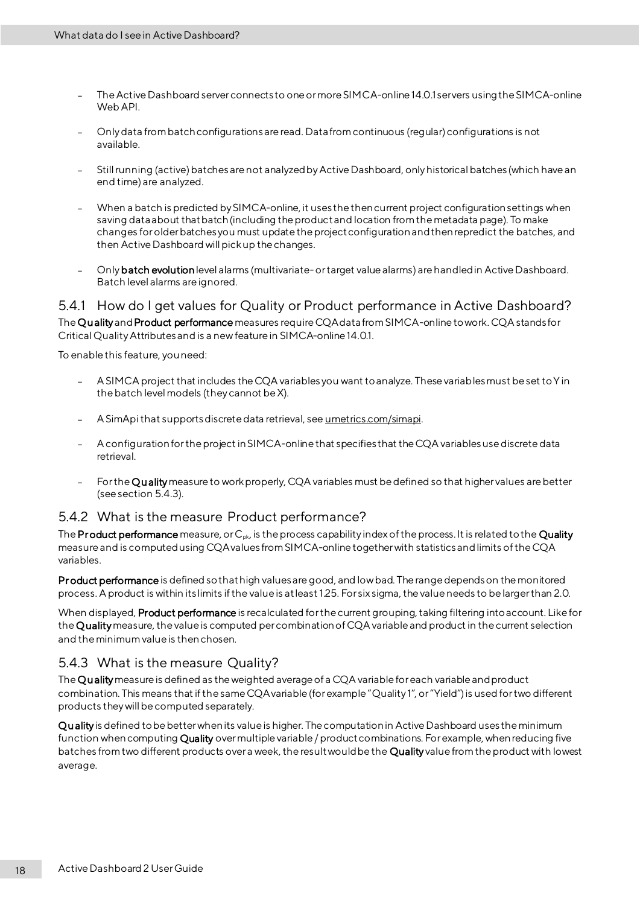- The Active Dashboard server connects to one or more SIMCA-online 14.0.1 servers using the SIMCA-online Web API.
- Only data from batch configurations are read. Data from continuous (regular) configurations is not available.
- Still running (active) batches are not analyzed by Active Dashboard, only historical batches (which have an end time) are analyzed.
- When a batch is predicted by SIMCA-online, it uses the then current project configuration settings when saving data about that batch (including the product and location from the metadata page). To make changes for older batches you must update the project configuration and then repredict the batches, and then Active Dashboard will pick up the changes.
- Only **batch evolution** level alarms (multivariate- or target value alarms) are handled in Active Dashboard. Batch level alarms are ignored.

### 5.4.1 How do I get values for Quality or Product performance in Active Dashboard?

The **Quality** and **Product performance** measures require CQA data from SIMCA-online to work. CQA stands for Critical Quality Attributes and is a new feature in SIMCA-online 14.0.1.

To enable this feature, you need:

- A SIMCA project that includes the CQA variables you want to analyze. These variables must be set to Y in the batch level models (they cannot be X).
- A SimApi that supports discrete data retrieval, see umetrics.com/simapi.
- A configuration for the project in SIMCA-online that specifies that the CQA variables use discrete data retrieval.
- For the **Quality** measure to work properly, CQA variables must be defined so that higher values are better (see section 5.4.3).

### 5.4.2 What is the measure Product performance?

The **Product performance** measure, or $C_{pk}$, is the process capability index of the process. It is related to the **Quality** measure and is computed using CQA values from SIMCA-online together with statistics and limits of the CQA variables.

**Product performance** is defined so that high values are good, and low bad. The range depends on the monitored process. A product is within its limits if the value is at least 1.25. For six sigma, the value needs to be larger than 2.0.

When displayed, **Product performance** is recalculated for the current grouping, taking filtering into account. Like for the **Quality** measure, the value is computed per combination of CQA variable and product in the current selection and the minimum value is then chosen.

### 5.4.3 What is the measure Quality?

The **Quality** measure is defined as the weighted average of a CQA variable for each variable and product combination. This means that if the same CQA variable (for example "Quality 1", or "Yield") is used for two different products they will be computed separately.

**Quality** is defined to be better when its value is higher. The computation in Active Dashboard uses the minimum function when computing **Quality** over multiple variable / product combinations. For example, when reducing five batches from two different products over a week, the result would be the **Quality** value from the product with lowest average.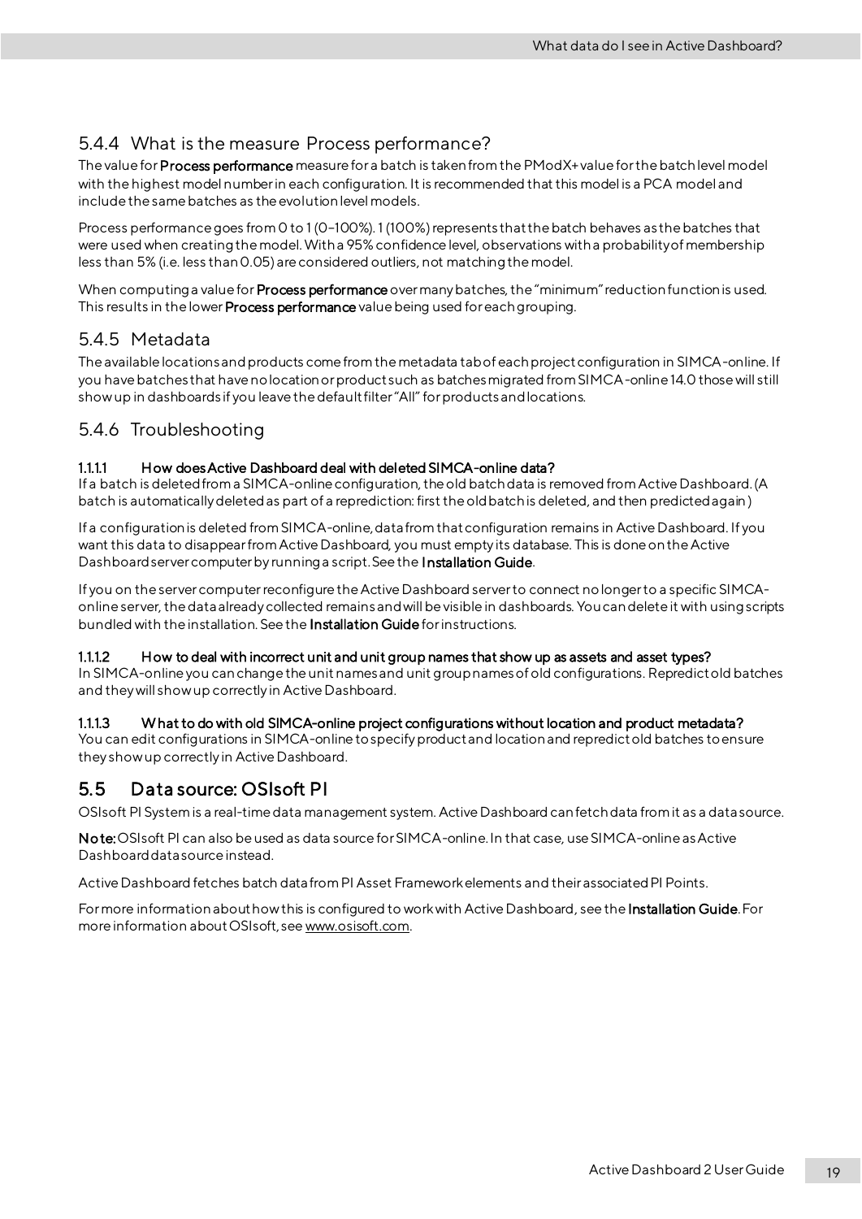### 5.4.4 What is the measure Process performance?

The value for **Process performance** measure for a batch is taken from the PModX+ value for the batch level model with the highest model number in each configuration. It is recommended that this model is a PCA model and include the same batches as the evolution level models.

Process performance goes from 0 to 1 (0–100%). 1 (100%) represents that the batch behaves as the batches that were used when creating the model. With a 95% confidence level, observations with a probability of membership less than 5% (i.e. less than 0.05) are considered outliers, not matching the model.

When computing a value for **Process performance** over many batches, the "minimum" reduction function is used. This results in the lower **Process performance** value being used for each grouping.

### 5.4.5 Metadata

The available locations and products come from the metadata tab of each project configuration in SIMCA-online. If you have batches that have no location or product such as batches migrated from SIMCA-online 14.0 those will still show up in dashboards if you leave the default filter "All" for products and locations.

### 5.4.6 Troubleshooting

#### 1.1.1.1 How does Active Dashboard deal with deleted SIMCA-online data?

If a batch is deleted from a SIMCA-online configuration, the old batch data is removed from Active Dashboard. (A batch is automatically deleted as part of a reprediction: first the old batch is deleted, and then predicted again.)

If a configuration is deleted from SIMCA-online, data from that configuration remains in Active Dashboard. If you want this data to disappear from Active Dashboard, you must empty its database. This is done on the Active Dashboard server computer by running a script. See the **Installation Guide**.

If you on the server computer reconfigure the Active Dashboard server to connect no longer to a specific SIMCA-online server, the data already collected remains and will be visible in dashboards. You can delete it with using scripts bundled with the installation. See the **Installation Guide** for instructions.

#### 1.1.1.2 How to deal with incorrect unit and unit group names that show up as assets and asset types?

In SIMCA-online you can change the unit names and unit group names of old configurations. Repredict old batches and they will show up correctly in Active Dashboard.

#### 1.1.1.3 What to do with old SIMCA-online project configurations without location and product metadata?

You can edit configurations in SIMCA-online to specify product and location and repredict old batches to ensure they show up correctly in Active Dashboard.

## 5.5 Data source: OSIsoft PI

OSIsoft PI System is a real-time data management system. Active Dashboard can fetch data from it as a data source.

**Note:** OSIsoft PI can also be used as data source for SIMCA-online. In that case, use SIMCA-online as Active Dashboard data source instead.

Active Dashboard fetches batch data from PI Asset Framework elements and their associated PI Points.

For more information about how this is configured to work with Active Dashboard, see the **Installation Guide**. For more information about OSIsoft, see www.osisoft.com.